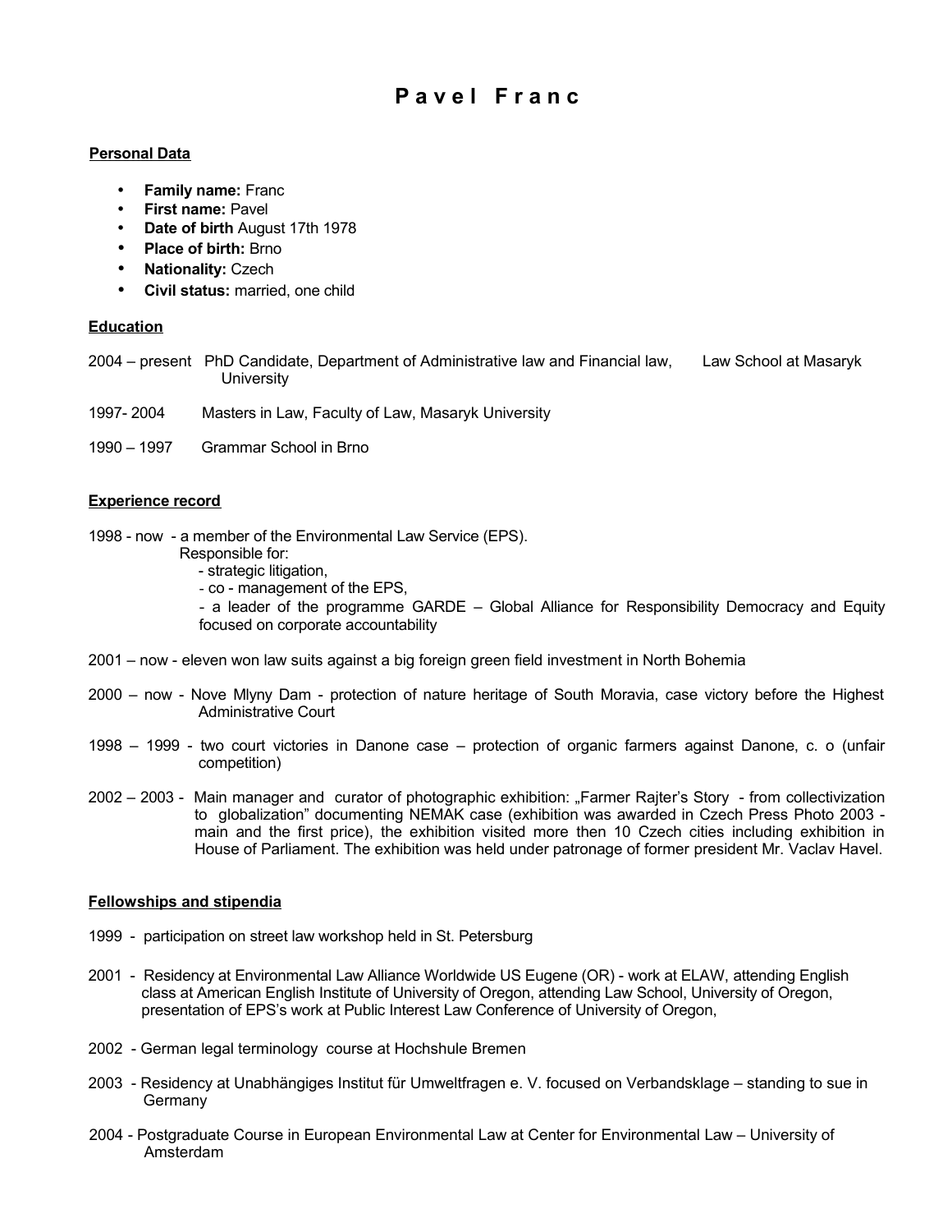# P a v e l F r a n c

**Personal Data**

- **Family name:** Franc
- **First name:** Pavel
- **Date of birth** August 17th 1978
- **Place of birth:** Brno
- **Nationality:** Czech
- **Civil status:** married, one child

**Education**

2004 – present PhD Candidate, Department of Administrative law and Financial law, Law School at Masaryk University

1997- 2004 Masters in Law, Faculty of Law, Masaryk University

1990 – 1997 Grammar School in Brno

**Experience record**

1998 - now - a member of the Environmental Law Service (EPS).
Responsible for:
- strategic litigation,
- co - management of the EPS,
- a leader of the programme GARDE – Global Alliance for Responsibility Democracy and Equity focused on corporate accountability

2001 – now - eleven won law suits against a big foreign green field investment in North Bohemia

2000 – now - Nove Mlyny Dam - protection of nature heritage of South Moravia, case victory before the Highest Administrative Court

1998 – 1999 - two court victories in Danone case – protection of organic farmers against Danone, c. o (unfair competition)

2002 – 2003 - Main manager and curator of photographic exhibition: „Farmer Rajter's Story - from collectivization to globalization" documenting NEMAK case (exhibition was awarded in Czech Press Photo 2003 - main and the first price), the exhibition visited more then 10 Czech cities including exhibition in House of Parliament. The exhibition was held under patronage of former president Mr. Vaclav Havel.

**Fellowships and stipendia**

1999 - participation on street law workshop held in St. Petersburg

2001 - Residency at Environmental Law Alliance Worldwide US Eugene (OR) - work at ELAW, attending English class at American English Institute of University of Oregon, attending Law School, University of Oregon, presentation of EPS's work at Public Interest Law Conference of University of Oregon,

2002 - German legal terminology course at Hochshule Bremen

2003 - Residency at Unabhängiges Institut für Umweltfragen e. V. focused on Verbandsklage – standing to sue in Germany

2004 - Postgraduate Course in European Environmental Law at Center for Environmental Law – University of Amsterdam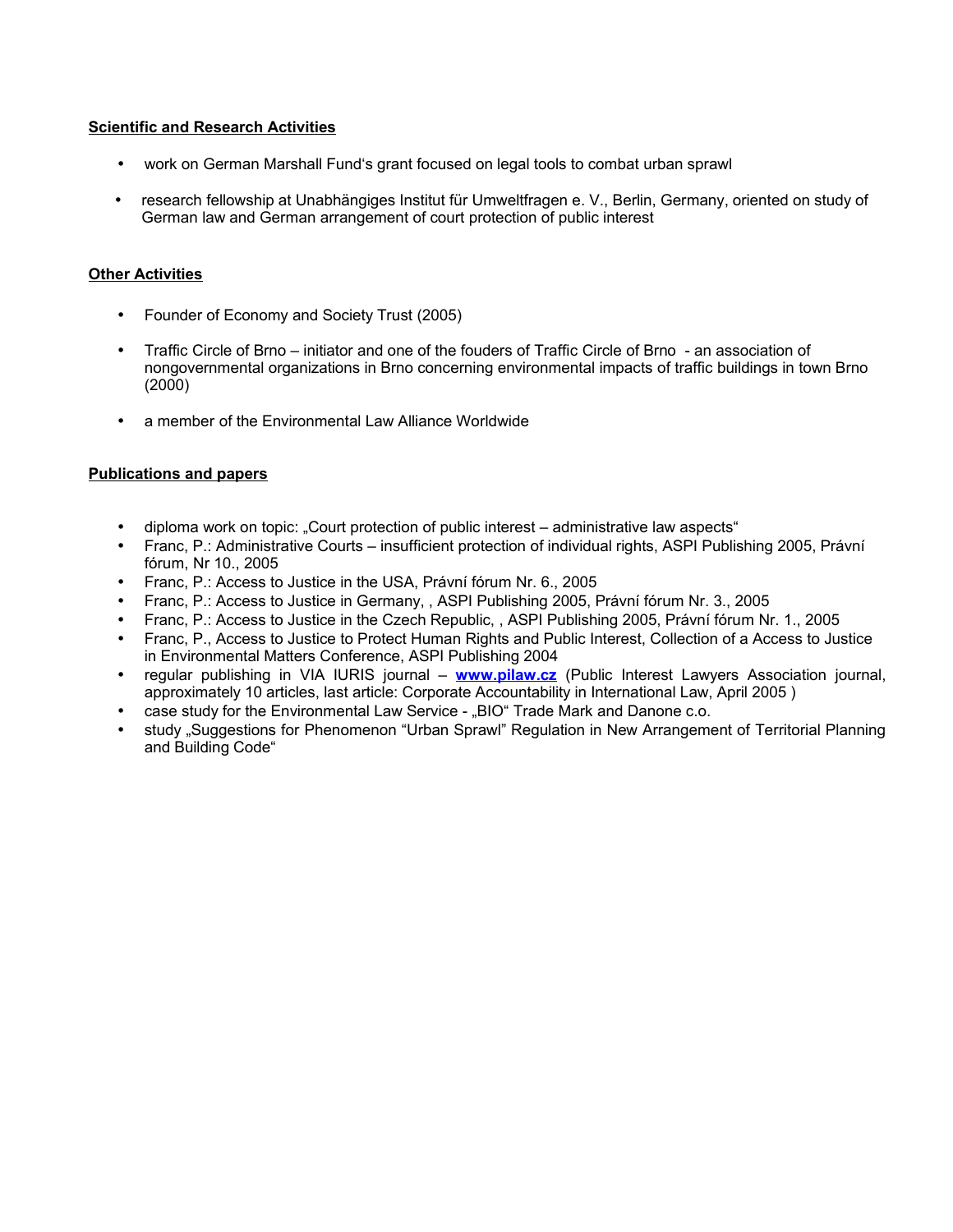**Scientific and Research Activities**

- work on German Marshall Fund's grant focused on legal tools to combat urban sprawl
- research fellowship at Unabhängiges Institut für Umweltfragen e. V., Berlin, Germany, oriented on study of German law and German arrangement of court protection of public interest

**Other Activities**

- Founder of Economy and Society Trust (2005)
- Traffic Circle of Brno – initiator and one of the fouders of Traffic Circle of Brno - an association of nongovernmental organizations in Brno concerning environmental impacts of traffic buildings in town Brno (2000)
- a member of the Environmental Law Alliance Worldwide

**Publications and papers**

- diploma work on topic: „Court protection of public interest – administrative law aspects"
- Franc, P.: Administrative Courts – insufficient protection of individual rights, ASPI Publishing 2005, Právní fórum, Nr 10., 2005
- Franc, P.: Access to Justice in the USA, Právní fórum Nr. 6., 2005
- Franc, P.: Access to Justice in Germany, , ASPI Publishing 2005, Právní fórum Nr. 3., 2005
- Franc, P.: Access to Justice in the Czech Republic, , ASPI Publishing 2005, Právní fórum Nr. 1., 2005
- Franc, P., Access to Justice to Protect Human Rights and Public Interest, Collection of a Access to Justice in Environmental Matters Conference, ASPI Publishing 2004
- regular publishing in VIA IURIS journal – **www.pilaw.cz** (Public Interest Lawyers Association journal, approximately 10 articles, last article: Corporate Accountability in International Law, April 2005 )
- case study for the Environmental Law Service - „BIO" Trade Mark and Danone c.o.
- study „Suggestions for Phenomenon "Urban Sprawl" Regulation in New Arrangement of Territorial Planning and Building Code"